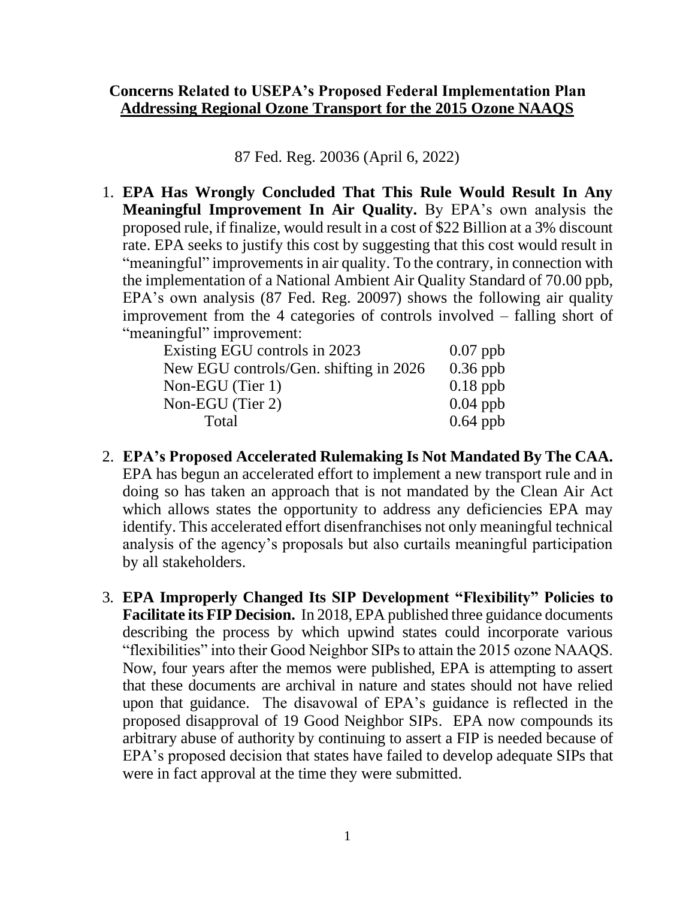**Concerns Related to USEPA's Proposed Federal Implementation Plan**
**<u>Addressing Regional Ozone Transport for the 2015 Ozone NAAQS</u>**

87 Fed. Reg. 20036 (April 6, 2022)

1. **EPA Has Wrongly Concluded That This Rule Would Result In Any Meaningful Improvement In Air Quality.** By EPA's own analysis the proposed rule, if finalize, would result in a cost of $22 Billion at a 3% discount rate. EPA seeks to justify this cost by suggesting that this cost would result in "meaningful" improvements in air quality. To the contrary, in connection with the implementation of a National Ambient Air Quality Standard of 70.00 ppb, EPA's own analysis (87 Fed. Reg. 20097) shows the following air quality improvement from the 4 categories of controls involved – falling short of "meaningful" improvement:

   | | |
   |---|---|
   | Existing EGU controls in 2023 | 0.07 ppb |
   | New EGU controls/Gen. shifting in 2026 | 0.36 ppb |
   | Non-EGU (Tier 1) | 0.18 ppb |
   | Non-EGU (Tier 2) | 0.04 ppb |
   | Total | 0.64 ppb |

2. **EPA's Proposed Accelerated Rulemaking Is Not Mandated By The CAA.** EPA has begun an accelerated effort to implement a new transport rule and in doing so has taken an approach that is not mandated by the Clean Air Act which allows states the opportunity to address any deficiencies EPA may identify. This accelerated effort disenfranchises not only meaningful technical analysis of the agency's proposals but also curtails meaningful participation by all stakeholders.

3. **EPA Improperly Changed Its SIP Development "Flexibility" Policies to Facilitate its FIP Decision.** In 2018, EPA published three guidance documents describing the process by which upwind states could incorporate various "flexibilities" into their Good Neighbor SIPs to attain the 2015 ozone NAAQS. Now, four years after the memos were published, EPA is attempting to assert that these documents are archival in nature and states should not have relied upon that guidance. The disavowal of EPA's guidance is reflected in the proposed disapproval of 19 Good Neighbor SIPs. EPA now compounds its arbitrary abuse of authority by continuing to assert a FIP is needed because of EPA's proposed decision that states have failed to develop adequate SIPs that were in fact approval at the time they were submitted.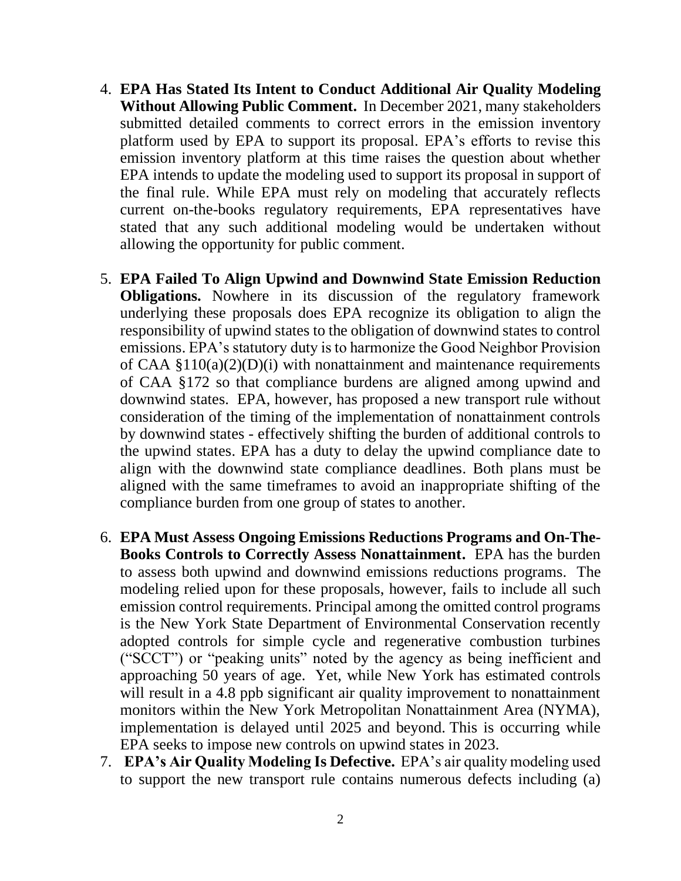4. **EPA Has Stated Its Intent to Conduct Additional Air Quality Modeling Without Allowing Public Comment.** In December 2021, many stakeholders submitted detailed comments to correct errors in the emission inventory platform used by EPA to support its proposal. EPA's efforts to revise this emission inventory platform at this time raises the question about whether EPA intends to update the modeling used to support its proposal in support of the final rule. While EPA must rely on modeling that accurately reflects current on-the-books regulatory requirements, EPA representatives have stated that any such additional modeling would be undertaken without allowing the opportunity for public comment.

5. **EPA Failed To Align Upwind and Downwind State Emission Reduction Obligations.** Nowhere in its discussion of the regulatory framework underlying these proposals does EPA recognize its obligation to align the responsibility of upwind states to the obligation of downwind states to control emissions. EPA's statutory duty is to harmonize the Good Neighbor Provision of CAA §110(a)(2)(D)(i) with nonattainment and maintenance requirements of CAA §172 so that compliance burdens are aligned among upwind and downwind states. EPA, however, has proposed a new transport rule without consideration of the timing of the implementation of nonattainment controls by downwind states - effectively shifting the burden of additional controls to the upwind states. EPA has a duty to delay the upwind compliance date to align with the downwind state compliance deadlines. Both plans must be aligned with the same timeframes to avoid an inappropriate shifting of the compliance burden from one group of states to another.

6. **EPA Must Assess Ongoing Emissions Reductions Programs and On-The-Books Controls to Correctly Assess Nonattainment.** EPA has the burden to assess both upwind and downwind emissions reductions programs. The modeling relied upon for these proposals, however, fails to include all such emission control requirements. Principal among the omitted control programs is the New York State Department of Environmental Conservation recently adopted controls for simple cycle and regenerative combustion turbines ("SCCT") or "peaking units" noted by the agency as being inefficient and approaching 50 years of age. Yet, while New York has estimated controls will result in a 4.8 ppb significant air quality improvement to nonattainment monitors within the New York Metropolitan Nonattainment Area (NYMA), implementation is delayed until 2025 and beyond. This is occurring while EPA seeks to impose new controls on upwind states in 2023.

7. **EPA's Air Quality Modeling Is Defective.** EPA's air quality modeling used to support the new transport rule contains numerous defects including (a)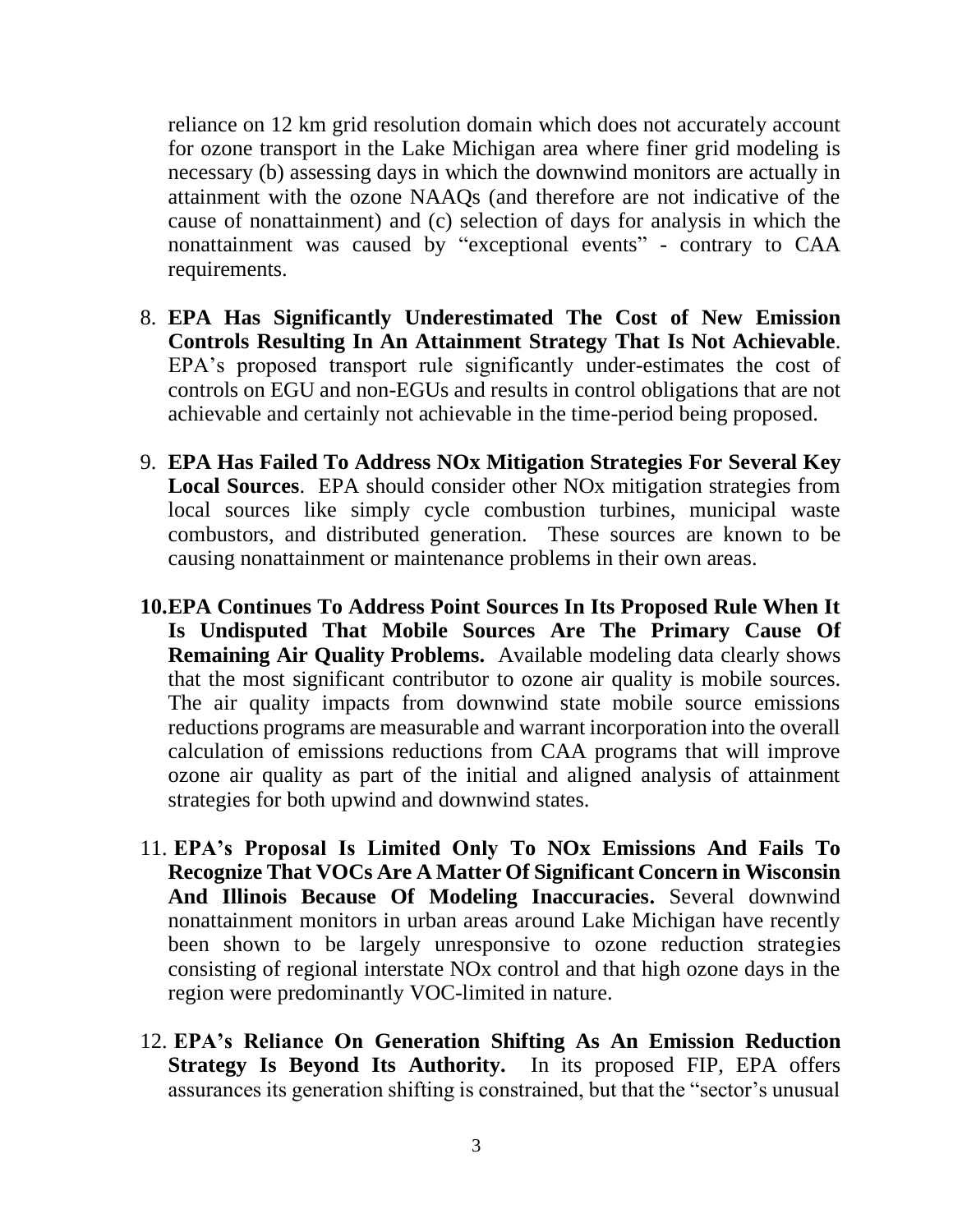reliance on 12 km grid resolution domain which does not accurately account for ozone transport in the Lake Michigan area where finer grid modeling is necessary (b) assessing days in which the downwind monitors are actually in attainment with the ozone NAAQs (and therefore are not indicative of the cause of nonattainment) and (c) selection of days for analysis in which the nonattainment was caused by "exceptional events" - contrary to CAA requirements.

8. **EPA Has Significantly Underestimated The Cost of New Emission Controls Resulting In An Attainment Strategy That Is Not Achievable**. EPA's proposed transport rule significantly under-estimates the cost of controls on EGU and non-EGUs and results in control obligations that are not achievable and certainly not achievable in the time-period being proposed.

9. **EPA Has Failed To Address NOx Mitigation Strategies For Several Key Local Sources**. EPA should consider other NOx mitigation strategies from local sources like simply cycle combustion turbines, municipal waste combustors, and distributed generation. These sources are known to be causing nonattainment or maintenance problems in their own areas.

10. **EPA Continues To Address Point Sources In Its Proposed Rule When It Is Undisputed That Mobile Sources Are The Primary Cause Of Remaining Air Quality Problems.** Available modeling data clearly shows that the most significant contributor to ozone air quality is mobile sources. The air quality impacts from downwind state mobile source emissions reductions programs are measurable and warrant incorporation into the overall calculation of emissions reductions from CAA programs that will improve ozone air quality as part of the initial and aligned analysis of attainment strategies for both upwind and downwind states.

11. **EPA's Proposal Is Limited Only To NOx Emissions And Fails To Recognize That VOCs Are A Matter Of Significant Concern in Wisconsin And Illinois Because Of Modeling Inaccuracies.** Several downwind nonattainment monitors in urban areas around Lake Michigan have recently been shown to be largely unresponsive to ozone reduction strategies consisting of regional interstate NOx control and that high ozone days in the region were predominantly VOC-limited in nature.

12. **EPA's Reliance On Generation Shifting As An Emission Reduction Strategy Is Beyond Its Authority.** In its proposed FIP, EPA offers assurances its generation shifting is constrained, but that the "sector's unusual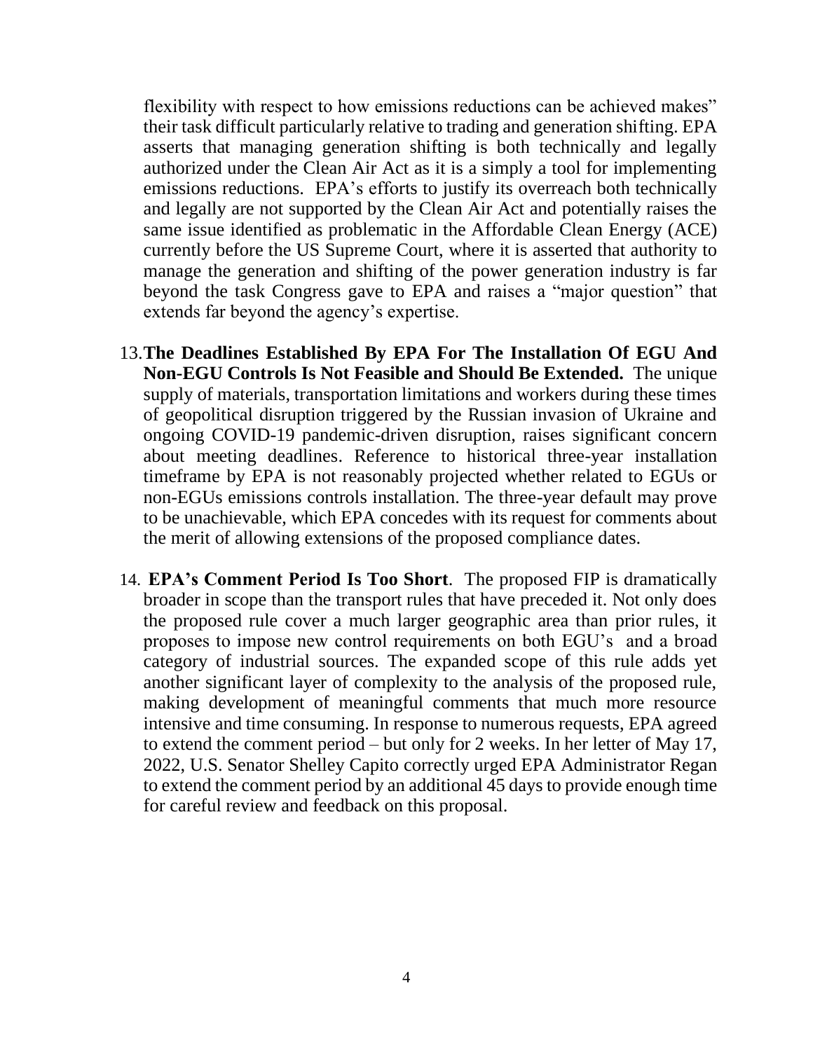flexibility with respect to how emissions reductions can be achieved makes" their task difficult particularly relative to trading and generation shifting. EPA asserts that managing generation shifting is both technically and legally authorized under the Clean Air Act as it is a simply a tool for implementing emissions reductions. EPA's efforts to justify its overreach both technically and legally are not supported by the Clean Air Act and potentially raises the same issue identified as problematic in the Affordable Clean Energy (ACE) currently before the US Supreme Court, where it is asserted that authority to manage the generation and shifting of the power generation industry is far beyond the task Congress gave to EPA and raises a "major question" that extends far beyond the agency's expertise.

13. **The Deadlines Established By EPA For The Installation Of EGU And Non-EGU Controls Is Not Feasible and Should Be Extended.** The unique supply of materials, transportation limitations and workers during these times of geopolitical disruption triggered by the Russian invasion of Ukraine and ongoing COVID-19 pandemic-driven disruption, raises significant concern about meeting deadlines. Reference to historical three-year installation timeframe by EPA is not reasonably projected whether related to EGUs or non-EGUs emissions controls installation. The three-year default may prove to be unachievable, which EPA concedes with its request for comments about the merit of allowing extensions of the proposed compliance dates.

14. **EPA's Comment Period Is Too Short**. The proposed FIP is dramatically broader in scope than the transport rules that have preceded it. Not only does the proposed rule cover a much larger geographic area than prior rules, it proposes to impose new control requirements on both EGU's and a broad category of industrial sources. The expanded scope of this rule adds yet another significant layer of complexity to the analysis of the proposed rule, making development of meaningful comments that much more resource intensive and time consuming. In response to numerous requests, EPA agreed to extend the comment period – but only for 2 weeks. In her letter of May 17, 2022, U.S. Senator Shelley Capito correctly urged EPA Administrator Regan to extend the comment period by an additional 45 days to provide enough time for careful review and feedback on this proposal.